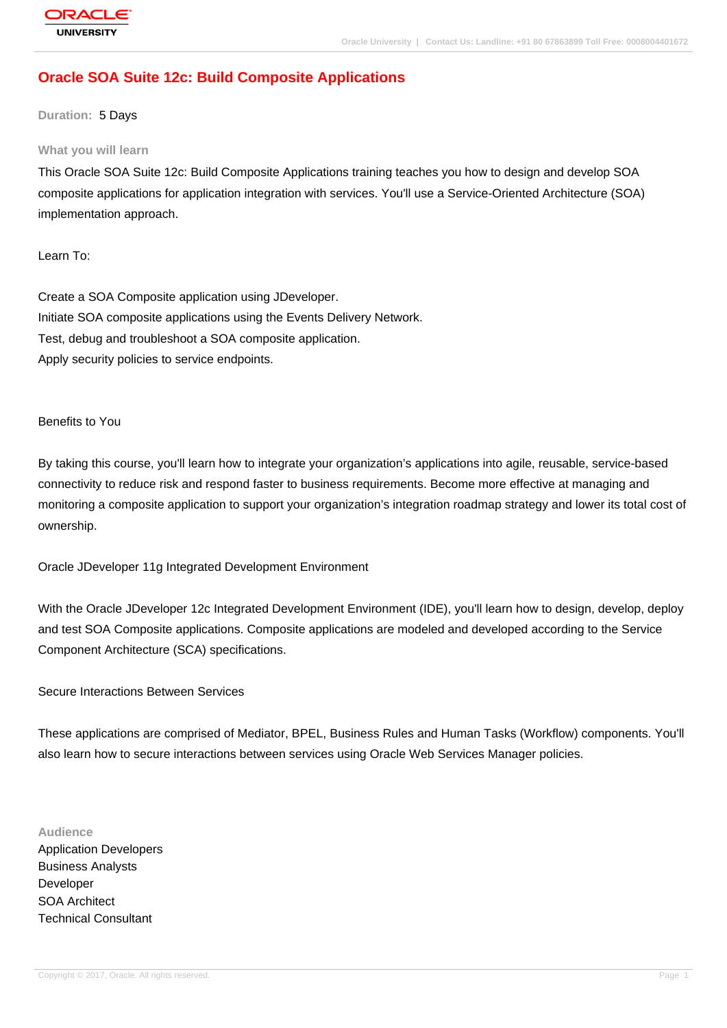# Oracle SOA Suite 12c: Build Composite Applications

**Duration:** 5 Days

## What you will learn

This Oracle SOA Suite 12c: Build Composite Applications training teaches you how to design and develop SOA composite applications for application integration with services. You'll use a Service-Oriented Architecture (SOA) implementation approach.

Learn To:

Create a SOA Composite application using JDeveloper.
Initiate SOA composite applications using the Events Delivery Network.
Test, debug and troubleshoot a SOA composite application.
Apply security policies to service endpoints.

Benefits to You

By taking this course, you'll learn how to integrate your organization's applications into agile, reusable, service-based connectivity to reduce risk and respond faster to business requirements. Become more effective at managing and monitoring a composite application to support your organization's integration roadmap strategy and lower its total cost of ownership.

Oracle JDeveloper 11g Integrated Development Environment

With the Oracle JDeveloper 12c Integrated Development Environment (IDE), you'll learn how to design, develop, deploy and test SOA Composite applications. Composite applications are modeled and developed according to the Service Component Architecture (SCA) specifications.

Secure Interactions Between Services

These applications are comprised of Mediator, BPEL, Business Rules and Human Tasks (Workflow) components. You'll also learn how to secure interactions between services using Oracle Web Services Manager policies.

## Audience

Application Developers
Business Analysts
Developer
SOA Architect
Technical Consultant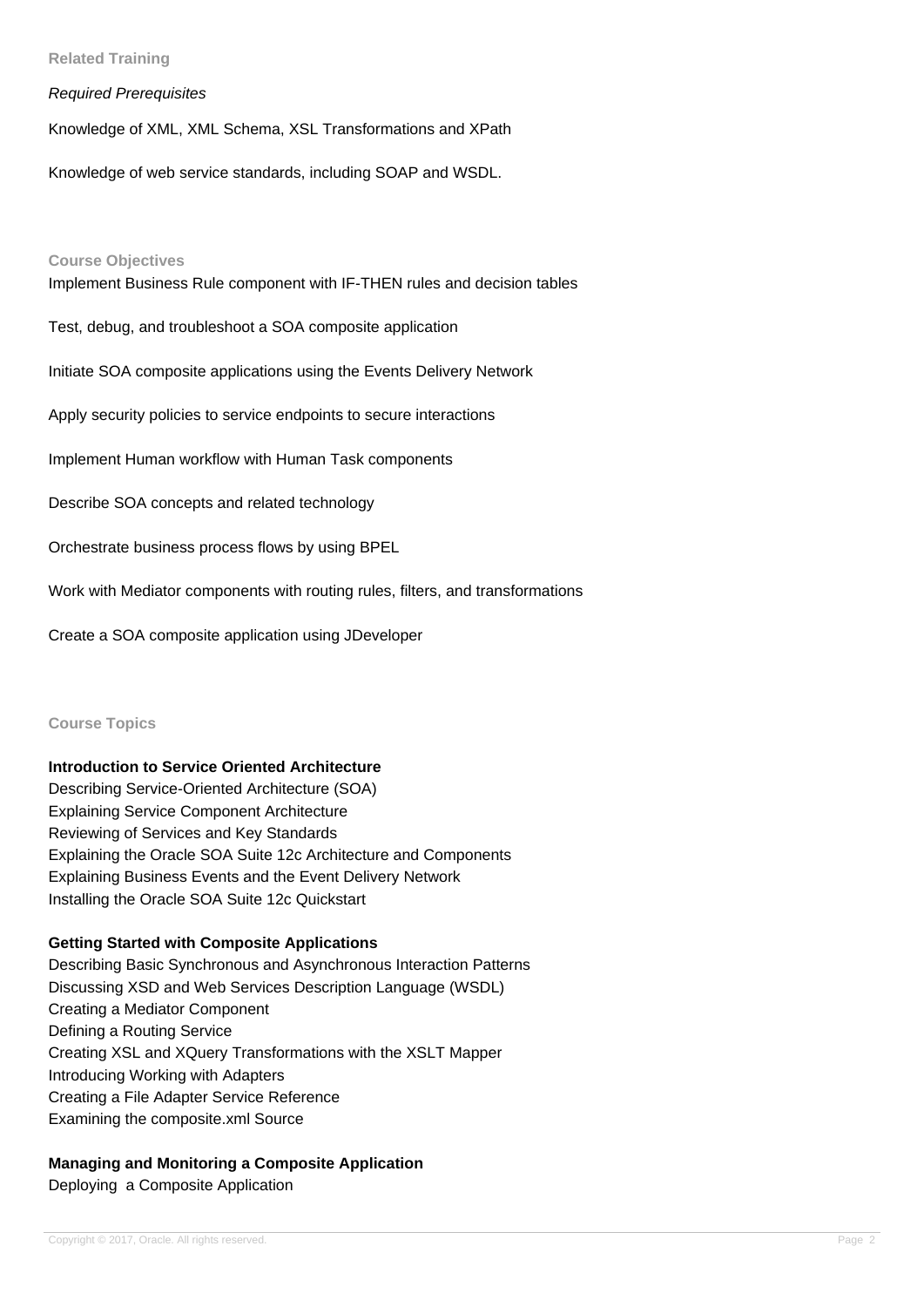## Related Training

*Required Prerequisites*

Knowledge of XML, XML Schema, XSL Transformations and XPath

Knowledge of web service standards, including SOAP and WSDL.

## Course Objectives

Implement Business Rule component with IF-THEN rules and decision tables

Test, debug, and troubleshoot a SOA composite application

Initiate SOA composite applications using the Events Delivery Network

Apply security policies to service endpoints to secure interactions

Implement Human workflow with Human Task components

Describe SOA concepts and related technology

Orchestrate business process flows by using BPEL

Work with Mediator components with routing rules, filters, and transformations

Create a SOA composite application using JDeveloper

## Course Topics

**Introduction to Service Oriented Architecture**

Describing Service-Oriented Architecture (SOA)
Explaining Service Component Architecture
Reviewing of Services and Key Standards
Explaining the Oracle SOA Suite 12c Architecture and Components
Explaining Business Events and the Event Delivery Network
Installing the Oracle SOA Suite 12c Quickstart

**Getting Started with Composite Applications**

Describing Basic Synchronous and Asynchronous Interaction Patterns
Discussing XSD and Web Services Description Language (WSDL)
Creating a Mediator Component
Defining a Routing Service
Creating XSL and XQuery Transformations with the XSLT Mapper
Introducing Working with Adapters
Creating a File Adapter Service Reference
Examining the composite.xml Source

**Managing and Monitoring a Composite Application**

Deploying a Composite Application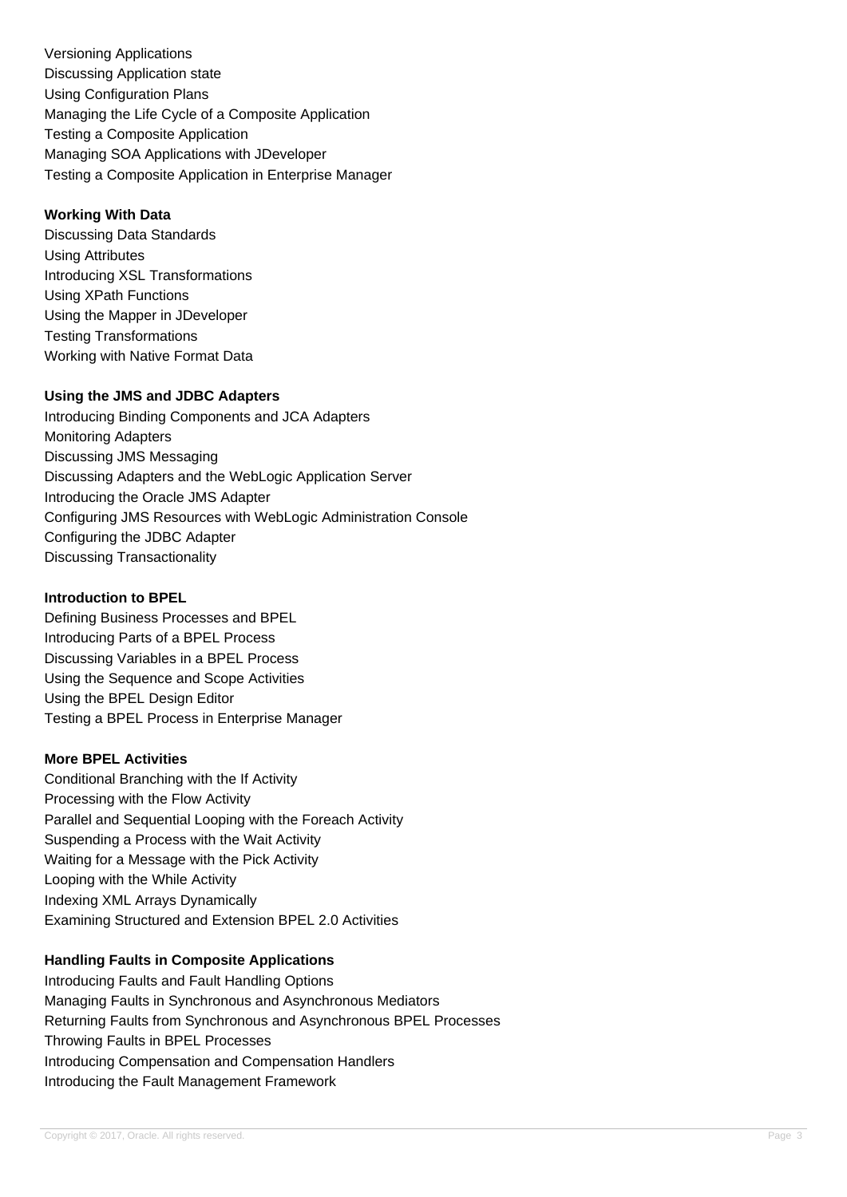Versioning Applications
Discussing Application state
Using Configuration Plans
Managing the Life Cycle of a Composite Application
Testing a Composite Application
Managing SOA Applications with JDeveloper
Testing a Composite Application in Enterprise Manager

**Working With Data**

Discussing Data Standards
Using Attributes
Introducing XSL Transformations
Using XPath Functions
Using the Mapper in JDeveloper
Testing Transformations
Working with Native Format Data

**Using the JMS and JDBC Adapters**

Introducing Binding Components and JCA Adapters
Monitoring Adapters
Discussing JMS Messaging
Discussing Adapters and the WebLogic Application Server
Introducing the Oracle JMS Adapter
Configuring JMS Resources with WebLogic Administration Console
Configuring the JDBC Adapter
Discussing Transactionality

**Introduction to BPEL**

Defining Business Processes and BPEL
Introducing Parts of a BPEL Process
Discussing Variables in a BPEL Process
Using the Sequence and Scope Activities
Using the BPEL Design Editor
Testing a BPEL Process in Enterprise Manager

**More BPEL Activities**

Conditional Branching with the If Activity
Processing with the Flow Activity
Parallel and Sequential Looping with the Foreach Activity
Suspending a Process with the Wait Activity
Waiting for a Message with the Pick Activity
Looping with the While Activity
Indexing XML Arrays Dynamically
Examining Structured and Extension BPEL 2.0 Activities

**Handling Faults in Composite Applications**

Introducing Faults and Fault Handling Options
Managing Faults in Synchronous and Asynchronous Mediators
Returning Faults from Synchronous and Asynchronous BPEL Processes
Throwing Faults in BPEL Processes
Introducing Compensation and Compensation Handlers
Introducing the Fault Management Framework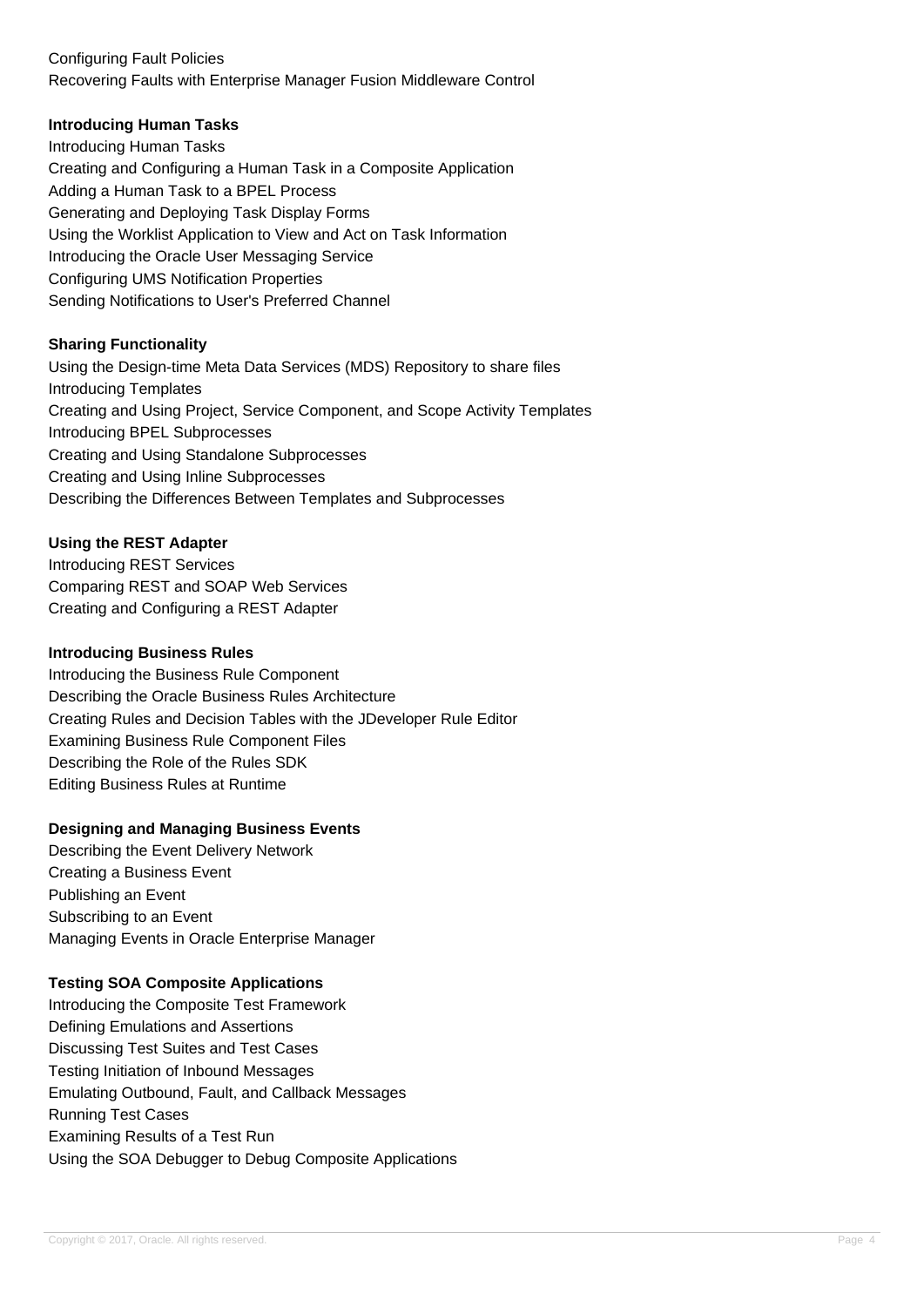Configuring Fault Policies
Recovering Faults with Enterprise Manager Fusion Middleware Control

**Introducing Human Tasks**

Introducing Human Tasks
Creating and Configuring a Human Task in a Composite Application
Adding a Human Task to a BPEL Process
Generating and Deploying Task Display Forms
Using the Worklist Application to View and Act on Task Information
Introducing the Oracle User Messaging Service
Configuring UMS Notification Properties
Sending Notifications to User's Preferred Channel

**Sharing Functionality**

Using the Design-time Meta Data Services (MDS) Repository to share files
Introducing Templates
Creating and Using Project, Service Component, and Scope Activity Templates
Introducing BPEL Subprocesses
Creating and Using Standalone Subprocesses
Creating and Using Inline Subprocesses
Describing the Differences Between Templates and Subprocesses

**Using the REST Adapter**

Introducing REST Services
Comparing REST and SOAP Web Services
Creating and Configuring a REST Adapter

**Introducing Business Rules**

Introducing the Business Rule Component
Describing the Oracle Business Rules Architecture
Creating Rules and Decision Tables with the JDeveloper Rule Editor
Examining Business Rule Component Files
Describing the Role of the Rules SDK
Editing Business Rules at Runtime

**Designing and Managing Business Events**

Describing the Event Delivery Network
Creating a Business Event
Publishing an Event
Subscribing to an Event
Managing Events in Oracle Enterprise Manager

**Testing SOA Composite Applications**

Introducing the Composite Test Framework
Defining Emulations and Assertions
Discussing Test Suites and Test Cases
Testing Initiation of Inbound Messages
Emulating Outbound, Fault, and Callback Messages
Running Test Cases
Examining Results of a Test Run
Using the SOA Debugger to Debug Composite Applications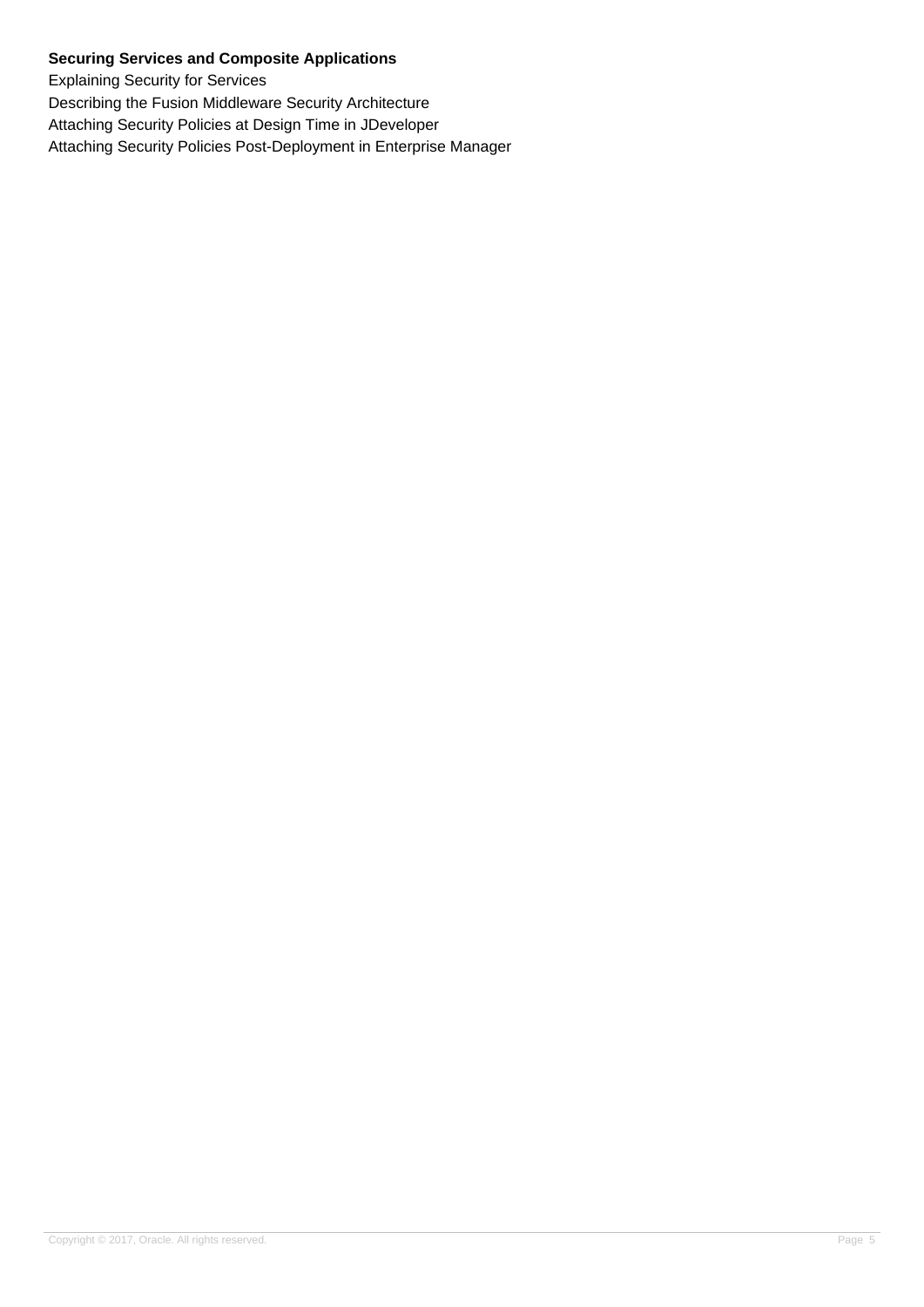**Securing Services and Composite Applications**

Explaining Security for Services

Describing the Fusion Middleware Security Architecture

Attaching Security Policies at Design Time in JDeveloper

Attaching Security Policies Post-Deployment in Enterprise Manager